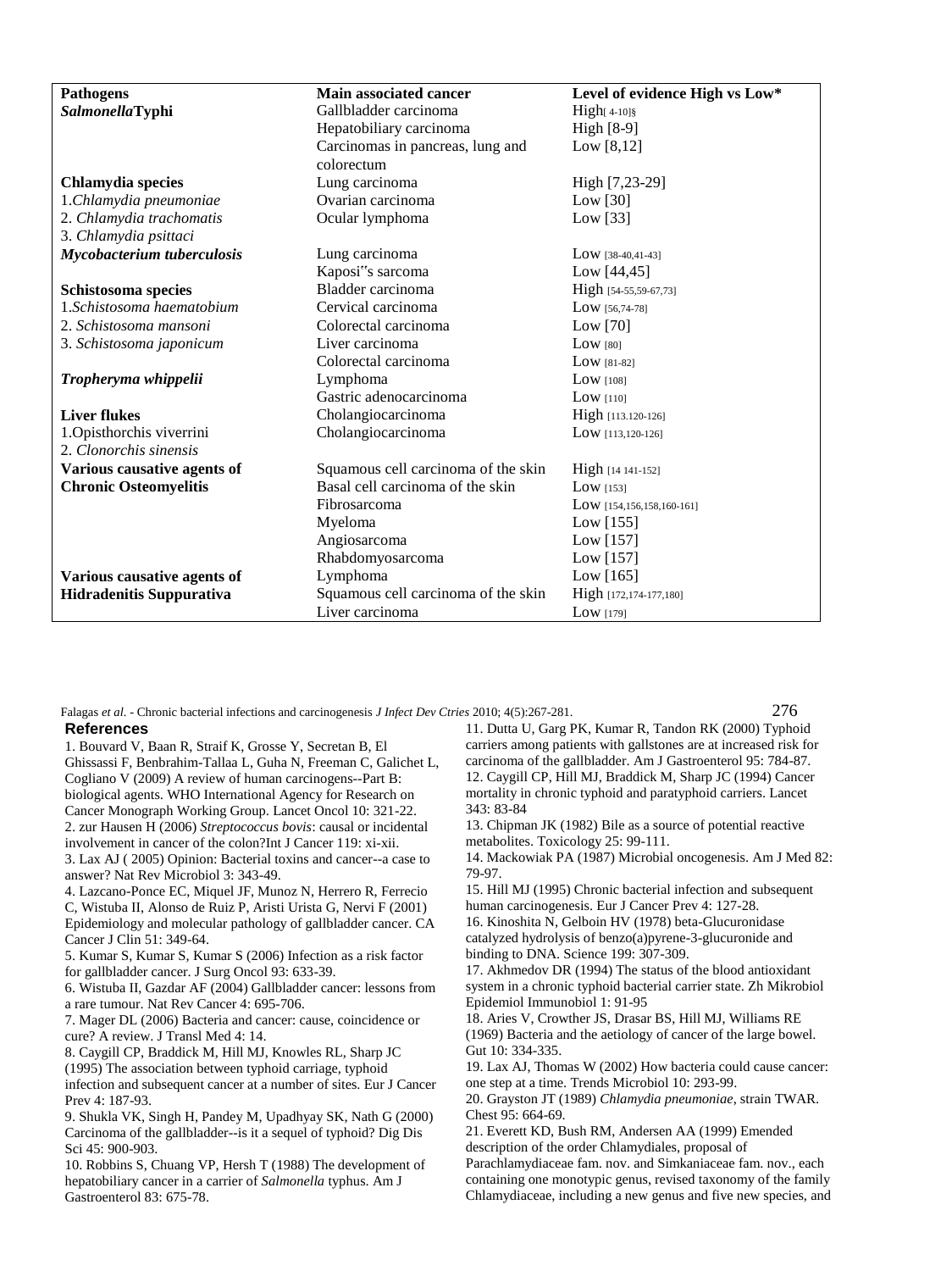| Pathogens | Main associated cancer | Level of evidence High vs Low* |
|---|---|---|
| ***Salmonella* Typhi** | Gallbladder carcinoma | High [4-10]§ |
| | Hepatobiliary carcinoma | High [8-9] |
| | Carcinomas in pancreas, lung and colorectum | Low [8,12] |
| **Chlamydia species** | Lung carcinoma | High [7,23-29] |
| 1. *Chlamydia pneumoniae* | Ovarian carcinoma | Low [30] |
| 2. *Chlamydia trachomatis* | Ocular lymphoma | Low [33] |
| 3. *Chlamydia psittaci* | | |
| ***Mycobacterium tuberculosis*** | Lung carcinoma | Low [38-40,41-43] |
| | Kaposi"s sarcoma | Low [44,45] |
| **Schistosoma species** | Bladder carcinoma | High [54-55,59-67,73] |
| 1. *Schistosoma haematobium* | Cervical carcinoma | Low [56,74-78] |
| 2. *Schistosoma mansoni* | Colorectal carcinoma | Low [70] |
| 3. *Schistosoma japonicum* | Liver carcinoma | Low [80] |
| | Colorectal carcinoma | Low [81-82] |
| ***Tropheryma whippelii*** | Lymphoma | Low [108] |
| | Gastric adenocarcinoma | Low [110] |
| **Liver flukes** | Cholangiocarcinoma | High [113.120-126] |
| 1. Opisthorchis viverrini | Cholangiocarcinoma | Low [113,120-126] |
| 2. *Clonorchis sinensis* | | |
| **Various causative agents of** | Squamous cell carcinoma of the skin | High [14 141-152] |
| **Chronic Osteomyelitis** | Basal cell carcinoma of the skin | Low [153] |
| | Fibrosarcoma | Low [154,156,158,160-161] |
| | Myeloma | Low [155] |
| | Angiosarcoma | Low [157] |
| | Rhabdomyosarcoma | Low [157] |
| **Various causative agents of** | Lymphoma | Low [165] |
| **Hidradenitis Suppurativa** | Squamous cell carcinoma of the skin | High [172,174-177,180] |
| | Liver carcinoma | Low [179] |

## References

1. Bouvard V, Baan R, Straif K, Grosse Y, Secretan B, El Ghissassi F, Benbrahim-Tallaa L, Guha N, Freeman C, Galichet L, Cogliano V (2009) A review of human carcinogens--Part B: biological agents. WHO International Agency for Research on Cancer Monograph Working Group. Lancet Oncol 10: 321-22.
2. zur Hausen H (2006) *Streptococcus bovis*: causal or incidental involvement in cancer of the colon?Int J Cancer 119: xi-xii.
3. Lax AJ ( 2005) Opinion: Bacterial toxins and cancer--a case to answer? Nat Rev Microbiol 3: 343-49.
4. Lazcano-Ponce EC, Miquel JF, Munoz N, Herrero R, Ferrecio C, Wistuba II, Alonso de Ruiz P, Aristi Urista G, Nervi F (2001) Epidemiology and molecular pathology of gallbladder cancer. CA Cancer J Clin 51: 349-64.
5. Kumar S, Kumar S, Kumar S (2006) Infection as a risk factor for gallbladder cancer. J Surg Oncol 93: 633-39.
6. Wistuba II, Gazdar AF (2004) Gallbladder cancer: lessons from a rare tumour. Nat Rev Cancer 4: 695-706.
7. Mager DL (2006) Bacteria and cancer: cause, coincidence or cure? A review. J Transl Med 4: 14.
8. Caygill CP, Braddick M, Hill MJ, Knowles RL, Sharp JC (1995) The association between typhoid carriage, typhoid infection and subsequent cancer at a number of sites. Eur J Cancer Prev 4: 187-93.
9. Shukla VK, Singh H, Pandey M, Upadhyay SK, Nath G (2000) Carcinoma of the gallbladder--is it a sequel of typhoid? Dig Dis Sci 45: 900-903.
10. Robbins S, Chuang VP, Hersh T (1988) The development of hepatobiliary cancer in a carrier of *Salmonella* typhus. Am J Gastroenterol 83: 675-78.
11. Dutta U, Garg PK, Kumar R, Tandon RK (2000) Typhoid carriers among patients with gallstones are at increased risk for carcinoma of the gallbladder. Am J Gastroenterol 95: 784-87.
12. Caygill CP, Hill MJ, Braddick M, Sharp JC (1994) Cancer mortality in chronic typhoid and paratyphoid carriers. Lancet 343: 83-84
13. Chipman JK (1982) Bile as a source of potential reactive metabolites. Toxicology 25: 99-111.
14. Mackowiak PA (1987) Microbial oncogenesis. Am J Med 82: 79-97.
15. Hill MJ (1995) Chronic bacterial infection and subsequent human carcinogenesis. Eur J Cancer Prev 4: 127-28.
16. Kinoshita N, Gelboin HV (1978) beta-Glucuronidase catalyzed hydrolysis of benzo(a)pyrene-3-glucuronide and binding to DNA. Science 199: 307-309.
17. Akhmedov DR (1994) The status of the blood antioxidant system in a chronic typhoid bacterial carrier state. Zh Mikrobiol Epidemiol Immunobiol 1: 91-95
18. Aries V, Crowther JS, Drasar BS, Hill MJ, Williams RE (1969) Bacteria and the aetiology of cancer of the large bowel. Gut 10: 334-335.
19. Lax AJ, Thomas W (2002) How bacteria could cause cancer: one step at a time. Trends Microbiol 10: 293-99.
20. Grayston JT (1989) *Chlamydia pneumoniae*, strain TWAR. Chest 95: 664-69.
21. Everett KD, Bush RM, Andersen AA (1999) Emended description of the order Chlamydiales, proposal of Parachlamydiaceae fam. nov. and Simkaniaceae fam. nov., each containing one monotypic genus, revised taxonomy of the family Chlamydiaceae, including a new genus and five new species, and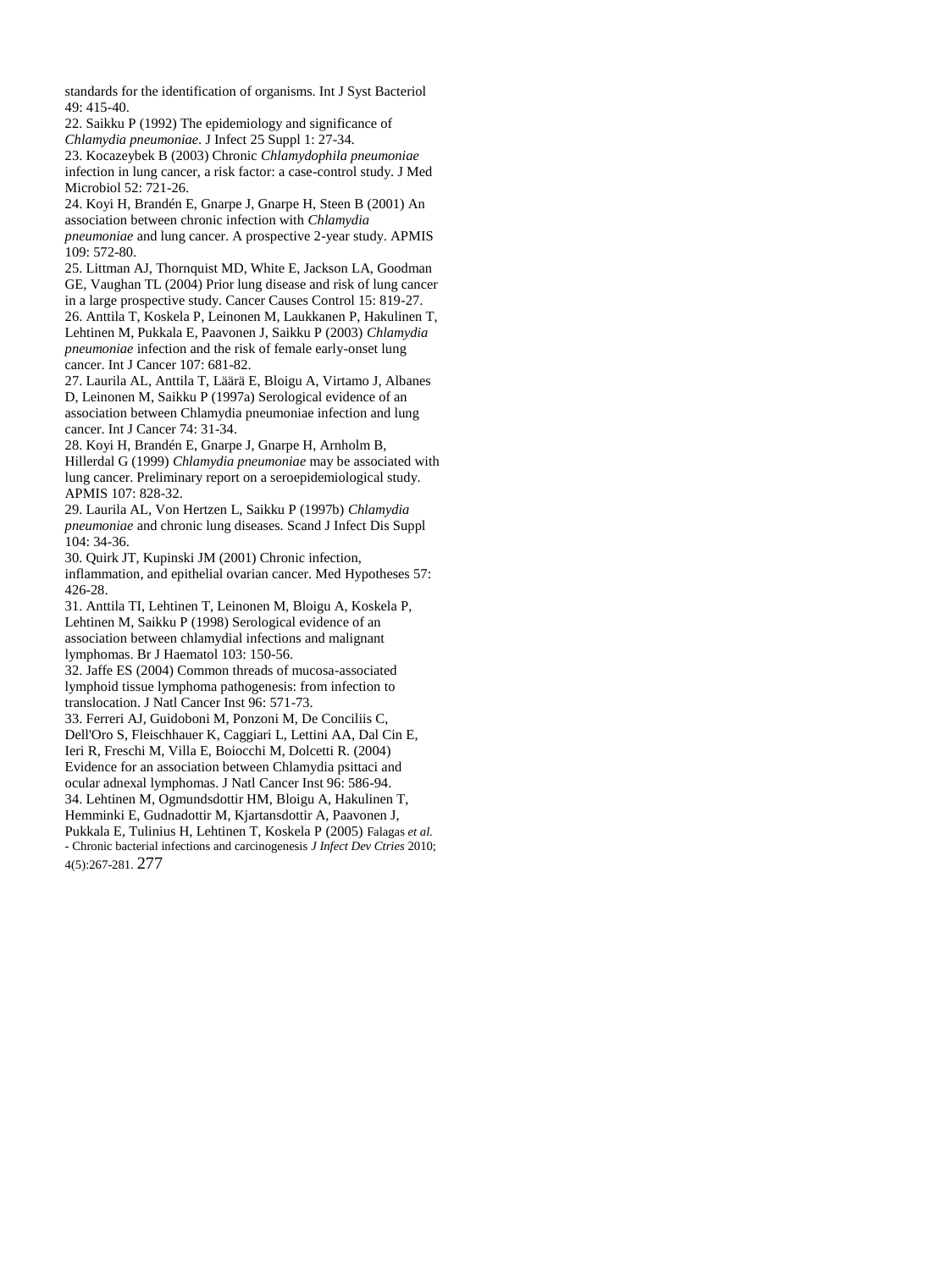standards for the identification of organisms. Int J Syst Bacteriol 49: 415-40.

22. Saikku P (1992) The epidemiology and significance of *Chlamydia pneumoniae*. J Infect 25 Suppl 1: 27-34.

23. Kocazeybek B (2003) Chronic *Chlamydophila pneumoniae* infection in lung cancer, a risk factor: a case-control study. J Med Microbiol 52: 721-26.

24. Koyi H, Brandén E, Gnarpe J, Gnarpe H, Steen B (2001) An association between chronic infection with *Chlamydia pneumoniae* and lung cancer. A prospective 2-year study. APMIS 109: 572-80.

25. Littman AJ, Thornquist MD, White E, Jackson LA, Goodman GE, Vaughan TL (2004) Prior lung disease and risk of lung cancer in a large prospective study. Cancer Causes Control 15: 819-27.

26. Anttila T, Koskela P, Leinonen M, Laukkanen P, Hakulinen T, Lehtinen M, Pukkala E, Paavonen J, Saikku P (2003) *Chlamydia pneumoniae* infection and the risk of female early-onset lung cancer. Int J Cancer 107: 681-82.

27. Laurila AL, Anttila T, Läärä E, Bloigu A, Virtamo J, Albanes D, Leinonen M, Saikku P (1997a) Serological evidence of an association between Chlamydia pneumoniae infection and lung cancer. Int J Cancer 74: 31-34.

28. Koyi H, Brandén E, Gnarpe J, Gnarpe H, Arnholm B, Hillerdal G (1999) *Chlamydia pneumoniae* may be associated with lung cancer. Preliminary report on a seroepidemiological study. APMIS 107: 828-32.

29. Laurila AL, Von Hertzen L, Saikku P (1997b) *Chlamydia pneumoniae* and chronic lung diseases. Scand J Infect Dis Suppl 104: 34-36.

30. Quirk JT, Kupinski JM (2001) Chronic infection, inflammation, and epithelial ovarian cancer. Med Hypotheses 57: 426-28.

31. Anttila TI, Lehtinen T, Leinonen M, Bloigu A, Koskela P, Lehtinen M, Saikku P (1998) Serological evidence of an association between chlamydial infections and malignant lymphomas. Br J Haematol 103: 150-56.

32. Jaffe ES (2004) Common threads of mucosa-associated lymphoid tissue lymphoma pathogenesis: from infection to translocation. J Natl Cancer Inst 96: 571-73.

33. Ferreri AJ, Guidoboni M, Ponzoni M, De Conciliis C, Dell'Oro S, Fleischhauer K, Caggiari L, Lettini AA, Dal Cin E, Ieri R, Freschi M, Villa E, Boiocchi M, Dolcetti R. (2004) Evidence for an association between Chlamydia psittaci and ocular adnexal lymphomas. J Natl Cancer Inst 96: 586-94.

34. Lehtinen M, Ogmundsdottir HM, Bloigu A, Hakulinen T, Hemminki E, Gudnadottir M, Kjartansdottir A, Paavonen J, Pukkala E, Tulinius H, Lehtinen T, Koskela P (2005)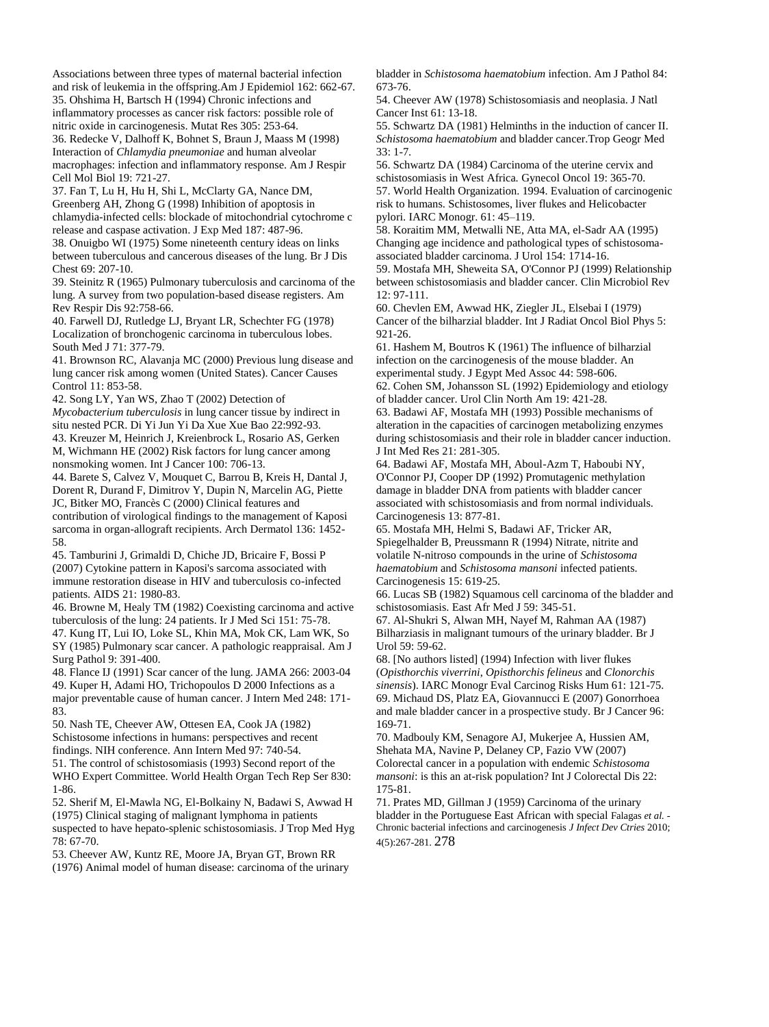Associations between three types of maternal bacterial infection and risk of leukemia in the offspring.Am J Epidemiol 162: 662-67.

35. Ohshima H, Bartsch H (1994) Chronic infections and inflammatory processes as cancer risk factors: possible role of nitric oxide in carcinogenesis. Mutat Res 305: 253-64.

36. Redecke V, Dalhoff K, Bohnet S, Braun J, Maass M (1998) Interaction of *Chlamydia pneumoniae* and human alveolar macrophages: infection and inflammatory response. Am J Respir Cell Mol Biol 19: 721-27.

37. Fan T, Lu H, Hu H, Shi L, McClarty GA, Nance DM, Greenberg AH, Zhong G (1998) Inhibition of apoptosis in chlamydia-infected cells: blockade of mitochondrial cytochrome c release and caspase activation. J Exp Med 187: 487-96.

38. Onuigbo WI (1975) Some nineteenth century ideas on links between tuberculous and cancerous diseases of the lung. Br J Dis Chest 69: 207-10.

39. Steinitz R (1965) Pulmonary tuberculosis and carcinoma of the lung. A survey from two population-based disease registers. Am Rev Respir Dis 92:758-66.

40. Farwell DJ, Rutledge LJ, Bryant LR, Schechter FG (1978) Localization of bronchogenic carcinoma in tuberculous lobes. South Med J 71: 377-79.

41. Brownson RC, Alavanja MC (2000) Previous lung disease and lung cancer risk among women (United States). Cancer Causes Control 11: 853-58.

42. Song LY, Yan WS, Zhao T (2002) Detection of *Mycobacterium tuberculosis* in lung cancer tissue by indirect in situ nested PCR. Di Yi Jun Yi Da Xue Xue Bao 22:992-93.

43. Kreuzer M, Heinrich J, Kreienbrock L, Rosario AS, Gerken M, Wichmann HE (2002) Risk factors for lung cancer among nonsmoking women. Int J Cancer 100: 706-13.

44. Barete S, Calvez V, Mouquet C, Barrou B, Kreis H, Dantal J, Dorent R, Durand F, Dimitrov Y, Dupin N, Marcelin AG, Piette JC, Bitker MO, Francès C (2000) Clinical features and contribution of virological findings to the management of Kaposi sarcoma in organ-allograft recipients. Arch Dermatol 136: 1452-58.

45. Tamburini J, Grimaldi D, Chiche JD, Bricaire F, Bossi P (2007) Cytokine pattern in Kaposi's sarcoma associated with immune restoration disease in HIV and tuberculosis co-infected patients. AIDS 21: 1980-83.

46. Browne M, Healy TM (1982) Coexisting carcinoma and active tuberculosis of the lung: 24 patients. Ir J Med Sci 151: 75-78.

47. Kung IT, Lui IO, Loke SL, Khin MA, Mok CK, Lam WK, So SY (1985) Pulmonary scar cancer. A pathologic reappraisal. Am J Surg Pathol 9: 391-400.

48. Flance IJ (1991) Scar cancer of the lung. JAMA 266: 2003-04

49. Kuper H, Adami HO, Trichopoulos D 2000 Infections as a major preventable cause of human cancer. J Intern Med 248: 171-83.

50. Nash TE, Cheever AW, Ottesen EA, Cook JA (1982) Schistosome infections in humans: perspectives and recent findings. NIH conference. Ann Intern Med 97: 740-54.

51. The control of schistosomiasis (1993) Second report of the WHO Expert Committee. World Health Organ Tech Rep Ser 830: 1-86.

52. Sherif M, El-Mawla NG, El-Bolkainy N, Badawi S, Awwad H (1975) Clinical staging of malignant lymphoma in patients suspected to have hepato-splenic schistosomiasis. J Trop Med Hyg 78: 67-70.

53. Cheever AW, Kuntz RE, Moore JA, Bryan GT, Brown RR (1976) Animal model of human disease: carcinoma of the urinary bladder in *Schistosoma haematobium* infection. Am J Pathol 84: 673-76.

54. Cheever AW (1978) Schistosomiasis and neoplasia. J Natl Cancer Inst 61: 13-18.

55. Schwartz DA (1981) Helminths in the induction of cancer II. *Schistosoma haematobium* and bladder cancer.Trop Geogr Med 33: 1-7.

56. Schwartz DA (1984) Carcinoma of the uterine cervix and schistosomiasis in West Africa. Gynecol Oncol 19: 365-70.

57. World Health Organization. 1994. Evaluation of carcinogenic risk to humans. Schistosomes, liver flukes and Helicobacter pylori. IARC Monogr. 61: 45–119.

58. Koraitim MM, Metwalli NE, Atta MA, el-Sadr AA (1995) Changing age incidence and pathological types of schistosoma-associated bladder carcinoma. J Urol 154: 1714-16.

59. Mostafa MH, Sheweita SA, O'Connor PJ (1999) Relationship between schistosomiasis and bladder cancer. Clin Microbiol Rev 12: 97-111.

60. Chevlen EM, Awwad HK, Ziegler JL, Elsebai I (1979) Cancer of the bilharzial bladder. Int J Radiat Oncol Biol Phys 5: 921-26.

61. Hashem M, Boutros K (1961) The influence of bilharzial infection on the carcinogenesis of the mouse bladder. An experimental study. J Egypt Med Assoc 44: 598-606.

62. Cohen SM, Johansson SL (1992) Epidemiology and etiology of bladder cancer. Urol Clin North Am 19: 421-28.

63. Badawi AF, Mostafa MH (1993) Possible mechanisms of alteration in the capacities of carcinogen metabolizing enzymes during schistosomiasis and their role in bladder cancer induction. J Int Med Res 21: 281-305.

64. Badawi AF, Mostafa MH, Aboul-Azm T, Haboubi NY, O'Connor PJ, Cooper DP (1992) Promutagenic methylation damage in bladder DNA from patients with bladder cancer associated with schistosomiasis and from normal individuals. Carcinogenesis 13: 877-81.

65. Mostafa MH, Helmi S, Badawi AF, Tricker AR, Spiegelhalder B, Preussmann R (1994) Nitrate, nitrite and volatile N-nitroso compounds in the urine of *Schistosoma haematobium* and *Schistosoma mansoni* infected patients. Carcinogenesis 15: 619-25.

66. Lucas SB (1982) Squamous cell carcinoma of the bladder and schistosomiasis. East Afr Med J 59: 345-51.

67. Al-Shukri S, Alwan MH, Nayef M, Rahman AA (1987) Bilharziasis in malignant tumours of the urinary bladder. Br J Urol 59: 59-62.

68. [No authors listed] (1994) Infection with liver flukes (*Opisthorchis viverrini*, *Opisthorchis felineus* and *Clonorchis sinensis*). IARC Monogr Eval Carcinog Risks Hum 61: 121-75.

69. Michaud DS, Platz EA, Giovannucci E (2007) Gonorrhoea and male bladder cancer in a prospective study. Br J Cancer 96: 169-71.

70. Madbouly KM, Senagore AJ, Mukerjee A, Hussien AM, Shehata MA, Navine P, Delaney CP, Fazio VW (2007) Colorectal cancer in a population with endemic *Schistosoma mansoni*: is this an at-risk population? Int J Colorectal Dis 22: 175-81.

71. Prates MD, Gillman J (1959) Carcinoma of the urinary bladder in the Portuguese East African with special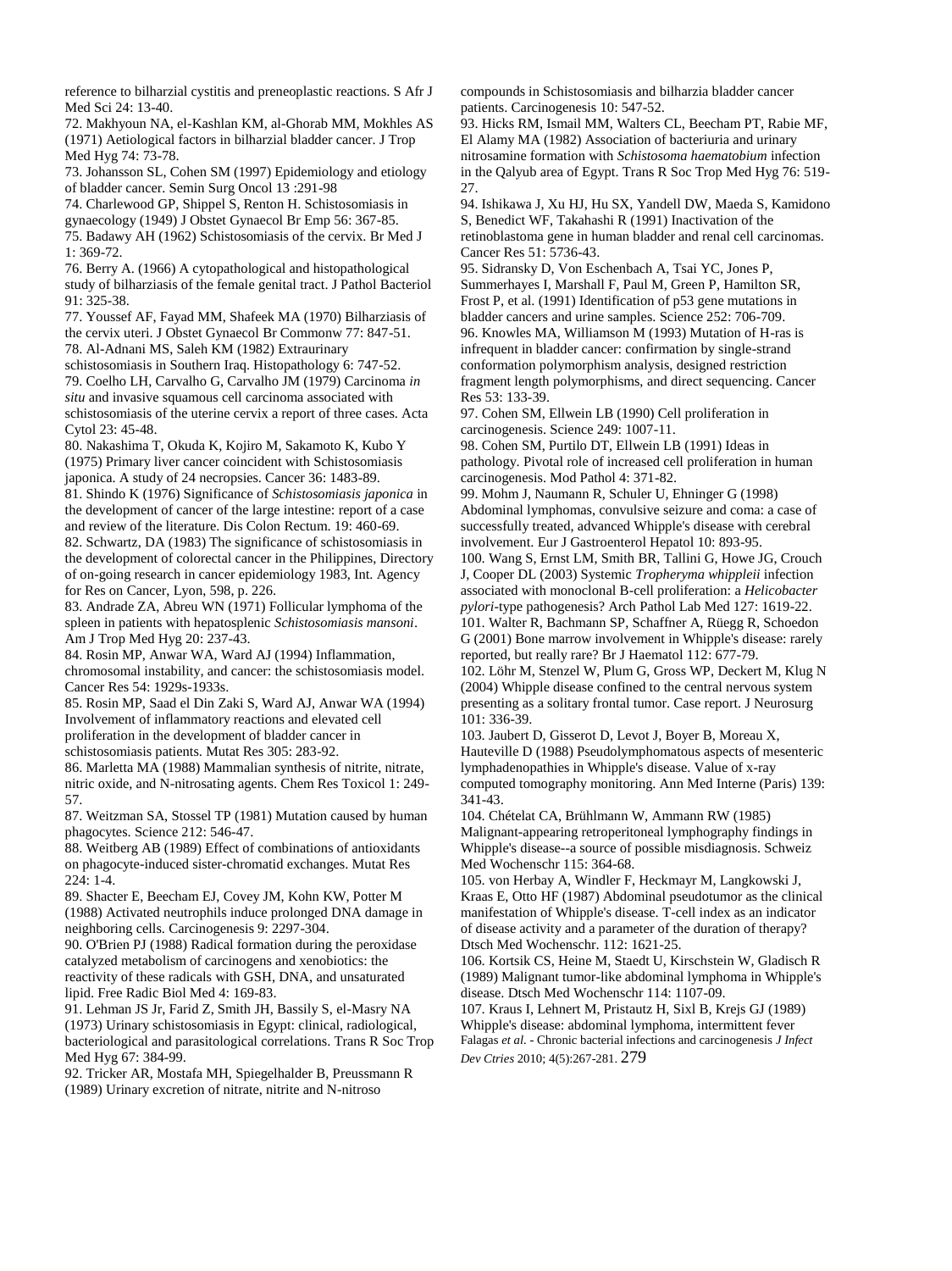reference to bilharzial cystitis and preneoplastic reactions. S Afr J Med Sci 24: 13-40.

72. Makhyoun NA, el-Kashlan KM, al-Ghorab MM, Mokhles AS (1971) Aetiological factors in bilharzial bladder cancer. J Trop Med Hyg 74: 73-78.

73. Johansson SL, Cohen SM (1997) Epidemiology and etiology of bladder cancer. Semin Surg Oncol 13 :291-98

74. Charlewood GP, Shippel S, Renton H. Schistosomiasis in gynaecology (1949) J Obstet Gynaecol Br Emp 56: 367-85.

75. Badawy AH (1962) Schistosomiasis of the cervix. Br Med J 1: 369-72.

76. Berry A. (1966) A cytopathological and histopathological study of bilharziasis of the female genital tract. J Pathol Bacteriol 91: 325-38.

77. Youssef AF, Fayad MM, Shafeek MA (1970) Bilharziasis of the cervix uteri. J Obstet Gynaecol Br Commonw 77: 847-51.

78. Al-Adnani MS, Saleh KM (1982) Extraurinary schistosomiasis in Southern Iraq. Histopathology 6: 747-52.

79. Coelho LH, Carvalho G, Carvalho JM (1979) Carcinoma *in situ* and invasive squamous cell carcinoma associated with schistosomiasis of the uterine cervix a report of three cases. Acta Cytol 23: 45-48.

80. Nakashima T, Okuda K, Kojiro M, Sakamoto K, Kubo Y (1975) Primary liver cancer coincident with Schistosomiasis japonica. A study of 24 necropsies. Cancer 36: 1483-89.

81. Shindo K (1976) Significance of *Schistosomiasis japonica* in the development of cancer of the large intestine: report of a case and review of the literature. Dis Colon Rectum. 19: 460-69.

82. Schwartz, DA (1983) The significance of schistosomiasis in the development of colorectal cancer in the Philippines, Directory of on-going research in cancer epidemiology 1983, Int. Agency for Res on Cancer, Lyon, 598, p. 226.

83. Andrade ZA, Abreu WN (1971) Follicular lymphoma of the spleen in patients with hepatosplenic *Schistosomiasis mansoni*. Am J Trop Med Hyg 20: 237-43.

84. Rosin MP, Anwar WA, Ward AJ (1994) Inflammation, chromosomal instability, and cancer: the schistosomiasis model. Cancer Res 54: 1929s-1933s.

85. Rosin MP, Saad el Din Zaki S, Ward AJ, Anwar WA (1994) Involvement of inflammatory reactions and elevated cell proliferation in the development of bladder cancer in schistosomiasis patients. Mutat Res 305: 283-92.

86. Marletta MA (1988) Mammalian synthesis of nitrite, nitrate, nitric oxide, and N-nitrosating agents. Chem Res Toxicol 1: 249-57.

87. Weitzman SA, Stossel TP (1981) Mutation caused by human phagocytes. Science 212: 546-47.

88. Weitberg AB (1989) Effect of combinations of antioxidants on phagocyte-induced sister-chromatid exchanges. Mutat Res 224: 1-4.

89. Shacter E, Beecham EJ, Covey JM, Kohn KW, Potter M (1988) Activated neutrophils induce prolonged DNA damage in neighboring cells. Carcinogenesis 9: 2297-304.

90. O'Brien PJ (1988) Radical formation during the peroxidase catalyzed metabolism of carcinogens and xenobiotics: the reactivity of these radicals with GSH, DNA, and unsaturated lipid. Free Radic Biol Med 4: 169-83.

91. Lehman JS Jr, Farid Z, Smith JH, Bassily S, el-Masry NA (1973) Urinary schistosomiasis in Egypt: clinical, radiological, bacteriological and parasitological correlations. Trans R Soc Trop Med Hyg 67: 384-99.

92. Tricker AR, Mostafa MH, Spiegelhalder B, Preussmann R (1989) Urinary excretion of nitrate, nitrite and N-nitroso compounds in Schistosomiasis and bilharzia bladder cancer patients. Carcinogenesis 10: 547-52.

93. Hicks RM, Ismail MM, Walters CL, Beecham PT, Rabie MF, El Alamy MA (1982) Association of bacteriuria and urinary nitrosamine formation with *Schistosoma haematobium* infection in the Qalyub area of Egypt. Trans R Soc Trop Med Hyg 76: 519-27.

94. Ishikawa J, Xu HJ, Hu SX, Yandell DW, Maeda S, Kamidono S, Benedict WF, Takahashi R (1991) Inactivation of the retinoblastoma gene in human bladder and renal cell carcinomas. Cancer Res 51: 5736-43.

95. Sidransky D, Von Eschenbach A, Tsai YC, Jones P, Summerhayes I, Marshall F, Paul M, Green P, Hamilton SR, Frost P, et al. (1991) Identification of p53 gene mutations in bladder cancers and urine samples. Science 252: 706-709.

96. Knowles MA, Williamson M (1993) Mutation of H-ras is infrequent in bladder cancer: confirmation by single-strand conformation polymorphism analysis, designed restriction fragment length polymorphisms, and direct sequencing. Cancer Res 53: 133-39.

97. Cohen SM, Ellwein LB (1990) Cell proliferation in carcinogenesis. Science 249: 1007-11.

98. Cohen SM, Purtilo DT, Ellwein LB (1991) Ideas in pathology. Pivotal role of increased cell proliferation in human carcinogenesis. Mod Pathol 4: 371-82.

99. Mohm J, Naumann R, Schuler U, Ehninger G (1998) Abdominal lymphomas, convulsive seizure and coma: a case of successfully treated, advanced Whipple's disease with cerebral involvement. Eur J Gastroenterol Hepatol 10: 893-95.

100. Wang S, Ernst LM, Smith BR, Tallini G, Howe JG, Crouch J, Cooper DL (2003) Systemic *Tropheryma whippleii* infection associated with monoclonal B-cell proliferation: a *Helicobacter pylori*-type pathogenesis? Arch Pathol Lab Med 127: 1619-22.

101. Walter R, Bachmann SP, Schaffner A, Rüegg R, Schoedon G (2001) Bone marrow involvement in Whipple's disease: rarely reported, but really rare? Br J Haematol 112: 677-79.

102. Löhr M, Stenzel W, Plum G, Gross WP, Deckert M, Klug N (2004) Whipple disease confined to the central nervous system presenting as a solitary frontal tumor. Case report. J Neurosurg 101: 336-39.

103. Jaubert D, Gisserot D, Levot J, Boyer B, Moreau X, Hauteville D (1988) Pseudolymphomatous aspects of mesenteric lymphadenopathies in Whipple's disease. Value of x-ray computed tomography monitoring. Ann Med Interne (Paris) 139: 341-43.

104. Chételat CA, Brühlmann W, Ammann RW (1985) Malignant-appearing retroperitoneal lymphography findings in Whipple's disease--a source of possible misdiagnosis. Schweiz Med Wochenschr 115: 364-68.

105. von Herbay A, Windler F, Heckmayr M, Langkowski J, Kraas E, Otto HF (1987) Abdominal pseudotumor as the clinical manifestation of Whipple's disease. T-cell index as an indicator of disease activity and a parameter of the duration of therapy? Dtsch Med Wochenschr. 112: 1621-25.

106. Kortsik CS, Heine M, Staedt U, Kirschstein W, Gladisch R (1989) Malignant tumor-like abdominal lymphoma in Whipple's disease. Dtsch Med Wochenschr 114: 1107-09.

107. Kraus I, Lehnert M, Pristautz H, Sixl B, Krejs GJ (1989) Whipple's disease: abdominal lymphoma, intermittent fever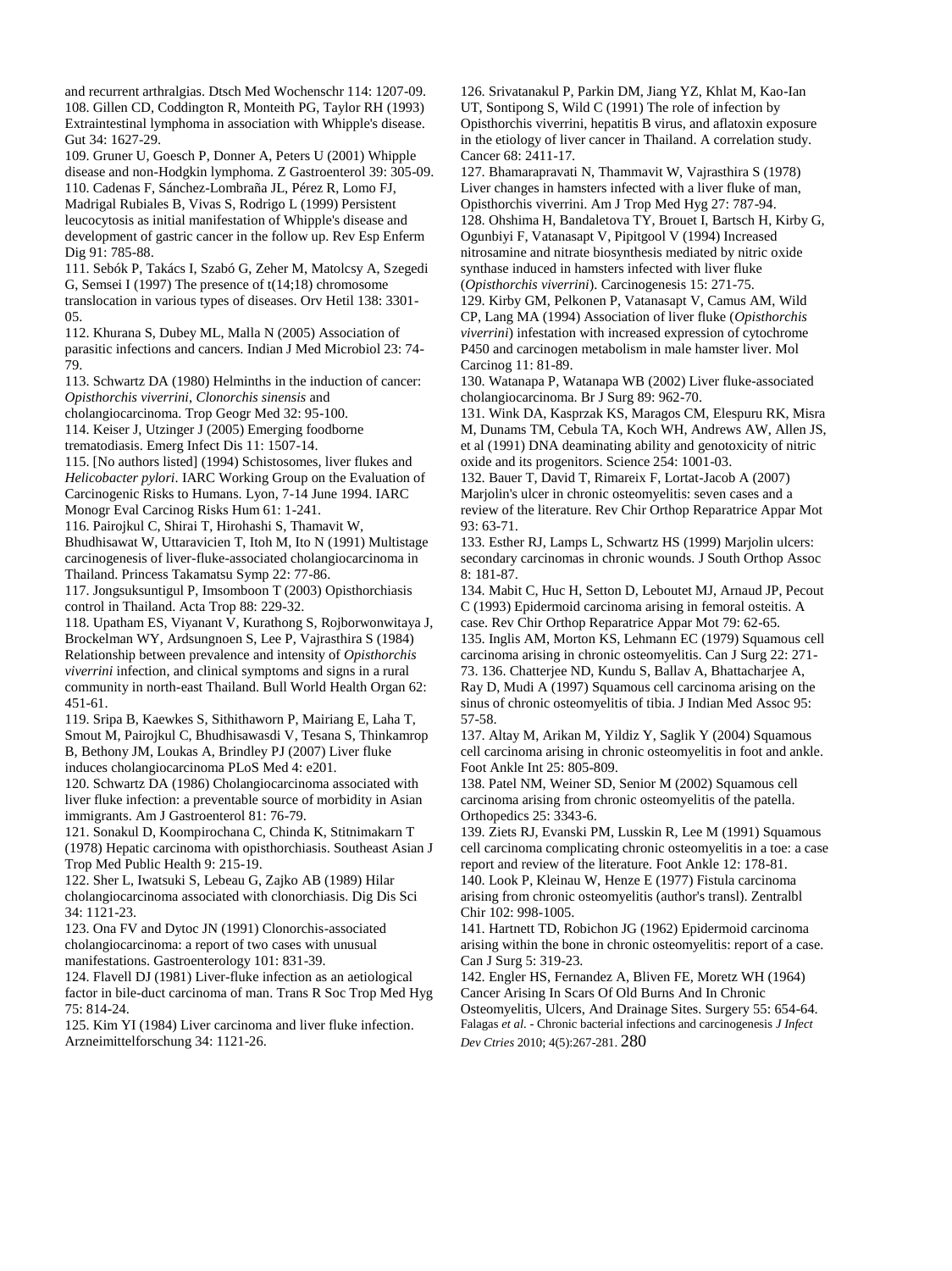and recurrent arthralgias. Dtsch Med Wochenschr 114: 1207-09.

108. Gillen CD, Coddington R, Monteith PG, Taylor RH (1993) Extraintestinal lymphoma in association with Whipple's disease. Gut 34: 1627-29.

109. Gruner U, Goesch P, Donner A, Peters U (2001) Whipple disease and non-Hodgkin lymphoma. Z Gastroenterol 39: 305-09.

110. Cadenas F, Sánchez-Lombraña JL, Pérez R, Lomo FJ, Madrigal Rubiales B, Vivas S, Rodrigo L (1999) Persistent leucocytosis as initial manifestation of Whipple's disease and development of gastric cancer in the follow up. Rev Esp Enferm Dig 91: 785-88.

111. Sebók P, Takács I, Szabó G, Zeher M, Matolcsy A, Szegedi G, Semsei I (1997) The presence of t(14;18) chromosome translocation in various types of diseases. Orv Hetil 138: 3301-05.

112. Khurana S, Dubey ML, Malla N (2005) Association of parasitic infections and cancers. Indian J Med Microbiol 23: 74-79.

113. Schwartz DA (1980) Helminths in the induction of cancer: *Opisthorchis viverrini*, *Clonorchis sinensis* and cholangiocarcinoma. Trop Geogr Med 32: 95-100.

114. Keiser J, Utzinger J (2005) Emerging foodborne trematodiasis. Emerg Infect Dis 11: 1507-14.

115. [No authors listed] (1994) Schistosomes, liver flukes and *Helicobacter pylori*. IARC Working Group on the Evaluation of Carcinogenic Risks to Humans. Lyon, 7-14 June 1994. IARC Monogr Eval Carcinog Risks Hum 61: 1-241.

116. Pairojkul C, Shirai T, Hirohashi S, Thamavit W, Bhudhisawat W, Uttaravicien T, Itoh M, Ito N (1991) Multistage carcinogenesis of liver-fluke-associated cholangiocarcinoma in Thailand. Princess Takamatsu Symp 22: 77-86.

117. Jongsuksuntigul P, Imsomboon T (2003) Opisthorchiasis control in Thailand. Acta Trop 88: 229-32.

118. Upatham ES, Viyanant V, Kurathong S, Rojborwonwitaya J, Brockelman WY, Ardsungnoen S, Lee P, Vajrasthira S (1984) Relationship between prevalence and intensity of *Opisthorchis viverrini* infection, and clinical symptoms and signs in a rural community in north-east Thailand. Bull World Health Organ 62: 451-61.

119. Sripa B, Kaewkes S, Sithithaworn P, Mairiang E, Laha T, Smout M, Pairojkul C, Bhudhisawasdi V, Tesana S, Thinkamrop B, Bethony JM, Loukas A, Brindley PJ (2007) Liver fluke induces cholangiocarcinoma PLoS Med 4: e201.

120. Schwartz DA (1986) Cholangiocarcinoma associated with liver fluke infection: a preventable source of morbidity in Asian immigrants. Am J Gastroenterol 81: 76-79.

121. Sonakul D, Koompirochana C, Chinda K, Stitnimakarn T (1978) Hepatic carcinoma with opisthorchiasis. Southeast Asian J Trop Med Public Health 9: 215-19.

122. Sher L, Iwatsuki S, Lebeau G, Zajko AB (1989) Hilar cholangiocarcinoma associated with clonorchiasis. Dig Dis Sci 34: 1121-23.

123. Ona FV and Dytoc JN (1991) Clonorchis-associated cholangiocarcinoma: a report of two cases with unusual manifestations. Gastroenterology 101: 831-39.

124. Flavell DJ (1981) Liver-fluke infection as an aetiological factor in bile-duct carcinoma of man. Trans R Soc Trop Med Hyg 75: 814-24.

125. Kim YI (1984) Liver carcinoma and liver fluke infection. Arzneimittelforschung 34: 1121-26.

126. Srivatanakul P, Parkin DM, Jiang YZ, Khlat M, Kao-Ian UT, Sontipong S, Wild C (1991) The role of infection by Opisthorchis viverrini, hepatitis B virus, and aflatoxin exposure in the etiology of liver cancer in Thailand. A correlation study. Cancer 68: 2411-17.

127. Bhamarapravati N, Thammavit W, Vajrasthira S (1978) Liver changes in hamsters infected with a liver fluke of man, Opisthorchis viverrini. Am J Trop Med Hyg 27: 787-94.

128. Ohshima H, Bandaletova TY, Brouet I, Bartsch H, Kirby G, Ogunbiyi F, Vatanasapt V, Pipitgool V (1994) Increased nitrosamine and nitrate biosynthesis mediated by nitric oxide synthase induced in hamsters infected with liver fluke (*Opisthorchis viverrini*). Carcinogenesis 15: 271-75.

129. Kirby GM, Pelkonen P, Vatanasapt V, Camus AM, Wild CP, Lang MA (1994) Association of liver fluke (*Opisthorchis viverrini*) infestation with increased expression of cytochrome P450 and carcinogen metabolism in male hamster liver. Mol Carcinog 11: 81-89.

130. Watanapa P, Watanapa WB (2002) Liver fluke-associated cholangiocarcinoma. Br J Surg 89: 962-70.

131. Wink DA, Kasprzak KS, Maragos CM, Elespuru RK, Misra M, Dunams TM, Cebula TA, Koch WH, Andrews AW, Allen JS, et al (1991) DNA deaminating ability and genotoxicity of nitric oxide and its progenitors. Science 254: 1001-03.

132. Bauer T, David T, Rimareix F, Lortat-Jacob A (2007) Marjolin's ulcer in chronic osteomyelitis: seven cases and a review of the literature. Rev Chir Orthop Reparatrice Appar Mot 93: 63-71.

133. Esther RJ, Lamps L, Schwartz HS (1999) Marjolin ulcers: secondary carcinomas in chronic wounds. J South Orthop Assoc 8: 181-87.

134. Mabit C, Huc H, Setton D, Leboutet MJ, Arnaud JP, Pecout C (1993) Epidermoid carcinoma arising in femoral osteitis. A case. Rev Chir Orthop Reparatrice Appar Mot 79: 62-65.

135. Inglis AM, Morton KS, Lehmann EC (1979) Squamous cell carcinoma arising in chronic osteomyelitis. Can J Surg 22: 271-73.

136. Chatterjee ND, Kundu S, Ballav A, Bhattacharjee A, Ray D, Mudi A (1997) Squamous cell carcinoma arising on the sinus of chronic osteomyelitis of tibia. J Indian Med Assoc 95: 57-58.

137. Altay M, Arikan M, Yildiz Y, Saglik Y (2004) Squamous cell carcinoma arising in chronic osteomyelitis in foot and ankle. Foot Ankle Int 25: 805-809.

138. Patel NM, Weiner SD, Senior M (2002) Squamous cell carcinoma arising from chronic osteomyelitis of the patella. Orthopedics 25: 3343-6.

139. Ziets RJ, Evanski PM, Lusskin R, Lee M (1991) Squamous cell carcinoma complicating chronic osteomyelitis in a toe: a case report and review of the literature. Foot Ankle 12: 178-81.

140. Look P, Kleinau W, Henze E (1977) Fistula carcinoma arising from chronic osteomyelitis (author's transl). Zentralbl Chir 102: 998-1005.

141. Hartnett TD, Robichon JG (1962) Epidermoid carcinoma arising within the bone in chronic osteomyelitis: report of a case. Can J Surg 5: 319-23.

142. Engler HS, Fernandez A, Bliven FE, Moretz WH (1964) Cancer Arising In Scars Of Old Burns And In Chronic Osteomyelitis, Ulcers, And Drainage Sites. Surgery 55: 654-64.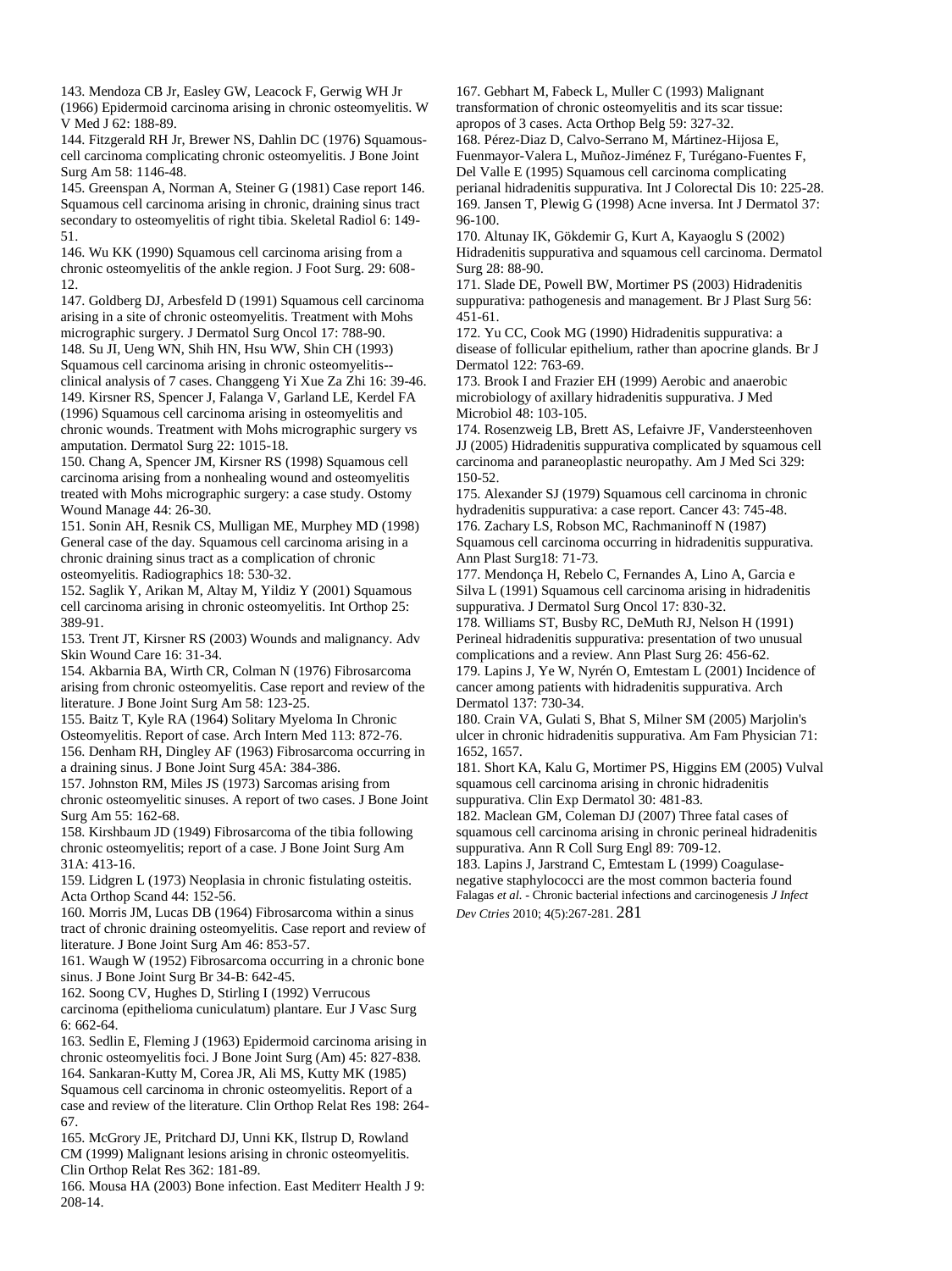143. Mendoza CB Jr, Easley GW, Leacock F, Gerwig WH Jr (1966) Epidermoid carcinoma arising in chronic osteomyelitis. W V Med J 62: 188-89.

144. Fitzgerald RH Jr, Brewer NS, Dahlin DC (1976) Squamous-cell carcinoma complicating chronic osteomyelitis. J Bone Joint Surg Am 58: 1146-48.

145. Greenspan A, Norman A, Steiner G (1981) Case report 146. Squamous cell carcinoma arising in chronic, draining sinus tract secondary to osteomyelitis of right tibia. Skeletal Radiol 6: 149-51.

146. Wu KK (1990) Squamous cell carcinoma arising from a chronic osteomyelitis of the ankle region. J Foot Surg. 29: 608-12.

147. Goldberg DJ, Arbesfeld D (1991) Squamous cell carcinoma arising in a site of chronic osteomyelitis. Treatment with Mohs micrographic surgery. J Dermatol Surg Oncol 17: 788-90.

148. Su JI, Ueng WN, Shih HN, Hsu WW, Shin CH (1993) Squamous cell carcinoma arising in chronic osteomyelitis--clinical analysis of 7 cases. Changgeng Yi Xue Za Zhi 16: 39-46.

149. Kirsner RS, Spencer J, Falanga V, Garland LE, Kerdel FA (1996) Squamous cell carcinoma arising in osteomyelitis and chronic wounds. Treatment with Mohs micrographic surgery vs amputation. Dermatol Surg 22: 1015-18.

150. Chang A, Spencer JM, Kirsner RS (1998) Squamous cell carcinoma arising from a nonhealing wound and osteomyelitis treated with Mohs micrographic surgery: a case study. Ostomy Wound Manage 44: 26-30.

151. Sonin AH, Resnik CS, Mulligan ME, Murphey MD (1998) General case of the day. Squamous cell carcinoma arising in a chronic draining sinus tract as a complication of chronic osteomyelitis. Radiographics 18: 530-32.

152. Saglik Y, Arikan M, Altay M, Yildiz Y (2001) Squamous cell carcinoma arising in chronic osteomyelitis. Int Orthop 25: 389-91.

153. Trent JT, Kirsner RS (2003) Wounds and malignancy. Adv Skin Wound Care 16: 31-34.

154. Akbarnia BA, Wirth CR, Colman N (1976) Fibrosarcoma arising from chronic osteomyelitis. Case report and review of the literature. J Bone Joint Surg Am 58: 123-25.

155. Baitz T, Kyle RA (1964) Solitary Myeloma In Chronic Osteomyelitis. Report of case. Arch Intern Med 113: 872-76.

156. Denham RH, Dingley AF (1963) Fibrosarcoma occurring in a draining sinus. J Bone Joint Surg 45A: 384-386.

157. Johnston RM, Miles JS (1973) Sarcomas arising from chronic osteomyelitic sinuses. A report of two cases. J Bone Joint Surg Am 55: 162-68.

158. Kirshbaum JD (1949) Fibrosarcoma of the tibia following chronic osteomyelitis; report of a case. J Bone Joint Surg Am 31A: 413-16.

159. Lidgren L (1973) Neoplasia in chronic fistulating osteitis. Acta Orthop Scand 44: 152-56.

160. Morris JM, Lucas DB (1964) Fibrosarcoma within a sinus tract of chronic draining osteomyelitis. Case report and review of literature. J Bone Joint Surg Am 46: 853-57.

161. Waugh W (1952) Fibrosarcoma occurring in a chronic bone sinus. J Bone Joint Surg Br 34-B: 642-45.

162. Soong CV, Hughes D, Stirling I (1992) Verrucous carcinoma (epithelioma cuniculatum) plantare. Eur J Vasc Surg 6: 662-64.

163. Sedlin E, Fleming J (1963) Epidermoid carcinoma arising in chronic osteomyelitis foci. J Bone Joint Surg (Am) 45: 827-838.

164. Sankaran-Kutty M, Corea JR, Ali MS, Kutty MK (1985) Squamous cell carcinoma in chronic osteomyelitis. Report of a case and review of the literature. Clin Orthop Relat Res 198: 264-67.

165. McGrory JE, Pritchard DJ, Unni KK, Ilstrup D, Rowland CM (1999) Malignant lesions arising in chronic osteomyelitis. Clin Orthop Relat Res 362: 181-89.

166. Mousa HA (2003) Bone infection. East Mediterr Health J 9: 208-14.

167. Gebhart M, Fabeck L, Muller C (1993) Malignant transformation of chronic osteomyelitis and its scar tissue: apropos of 3 cases. Acta Orthop Belg 59: 327-32.

168. Pérez-Diaz D, Calvo-Serrano M, Mártinez-Hijosa E, Fuenmayor-Valera L, Muñoz-Jiménez F, Turégano-Fuentes F, Del Valle E (1995) Squamous cell carcinoma complicating perianal hidradenitis suppurativa. Int J Colorectal Dis 10: 225-28.

169. Jansen T, Plewig G (1998) Acne inversa. Int J Dermatol 37: 96-100.

170. Altunay IK, Gökdemir G, Kurt A, Kayaoglu S (2002) Hidradenitis suppurativa and squamous cell carcinoma. Dermatol Surg 28: 88-90.

171. Slade DE, Powell BW, Mortimer PS (2003) Hidradenitis suppurativa: pathogenesis and management. Br J Plast Surg 56: 451-61.

172. Yu CC, Cook MG (1990) Hidradenitis suppurativa: a disease of follicular epithelium, rather than apocrine glands. Br J Dermatol 122: 763-69.

173. Brook I and Frazier EH (1999) Aerobic and anaerobic microbiology of axillary hidradenitis suppurativa. J Med Microbiol 48: 103-105.

174. Rosenzweig LB, Brett AS, Lefaivre JF, Vandersteenhoven JJ (2005) Hidradenitis suppurativa complicated by squamous cell carcinoma and paraneoplastic neuropathy. Am J Med Sci 329: 150-52.

175. Alexander SJ (1979) Squamous cell carcinoma in chronic hydradenitis suppurativa: a case report. Cancer 43: 745-48.

176. Zachary LS, Robson MC, Rachmaninoff N (1987) Squamous cell carcinoma occurring in hidradenitis suppurativa. Ann Plast Surg18: 71-73.

177. Mendonça H, Rebelo C, Fernandes A, Lino A, Garcia e Silva L (1991) Squamous cell carcinoma arising in hidradenitis suppurativa. J Dermatol Surg Oncol 17: 830-32.

178. Williams ST, Busby RC, DeMuth RJ, Nelson H (1991) Perineal hidradenitis suppurativa: presentation of two unusual complications and a review. Ann Plast Surg 26: 456-62.

179. Lapins J, Ye W, Nyrén O, Emtestam L (2001) Incidence of cancer among patients with hidradenitis suppurativa. Arch Dermatol 137: 730-34.

180. Crain VA, Gulati S, Bhat S, Milner SM (2005) Marjolin's ulcer in chronic hidradenitis suppurativa. Am Fam Physician 71: 1652, 1657.

181. Short KA, Kalu G, Mortimer PS, Higgins EM (2005) Vulval squamous cell carcinoma arising in chronic hidradenitis suppurativa. Clin Exp Dermatol 30: 481-83.

182. Maclean GM, Coleman DJ (2007) Three fatal cases of squamous cell carcinoma arising in chronic perineal hidradenitis suppurativa. Ann R Coll Surg Engl 89: 709-12.

183. Lapins J, Jarstrand C, Emtestam L (1999) Coagulase-negative staphylococci are the most common bacteria found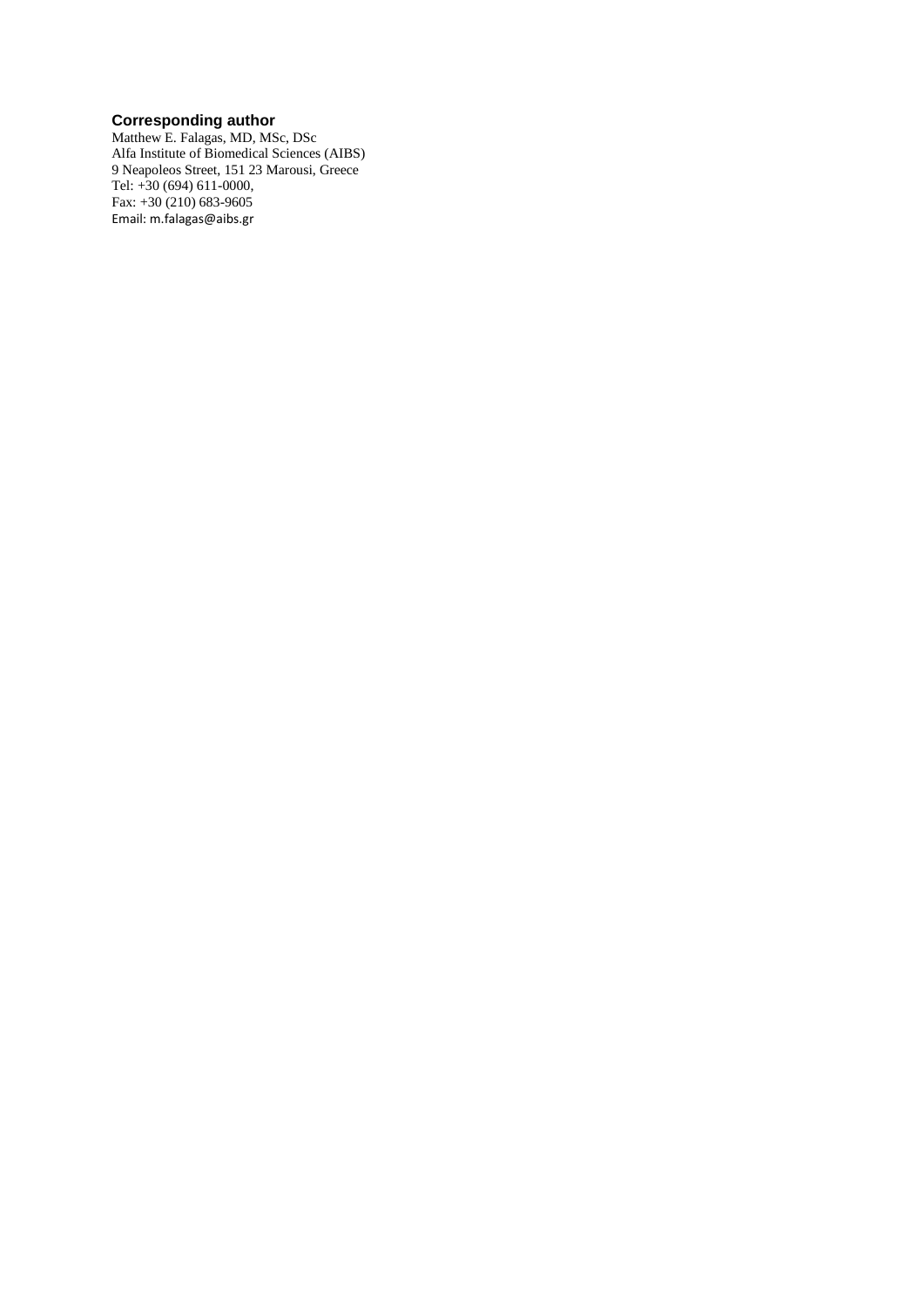**Corresponding author**

Matthew E. Falagas, MD, MSc, DSc
Alfa Institute of Biomedical Sciences (AIBS)
9 Neapoleos Street, 151 23 Marousi, Greece
Tel: +30 (694) 611-0000,
Fax: +30 (210) 683-9605
Email: m.falagas@aibs.gr